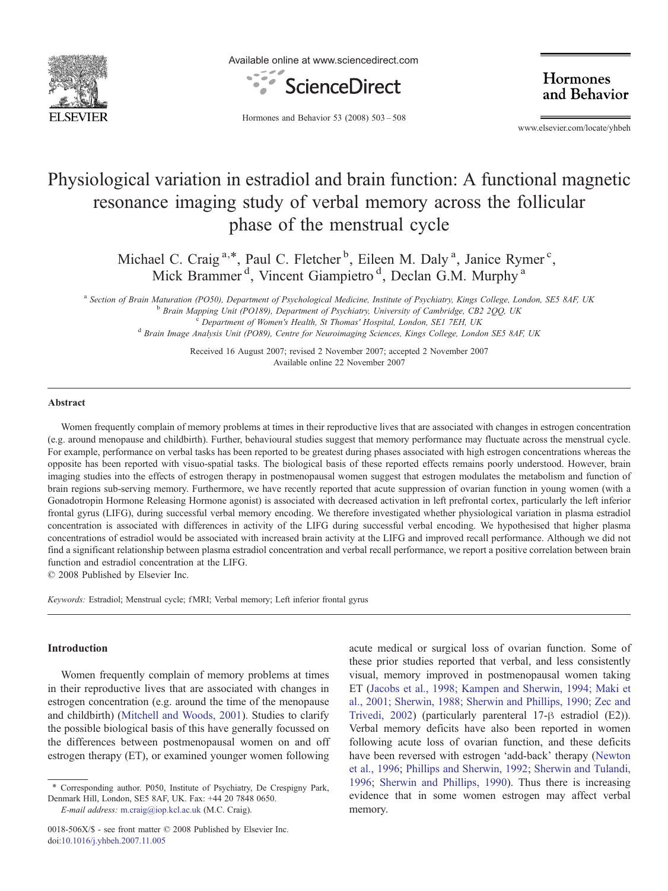# Physiological variation in estradiol and brain function: A functional magnetic resonance imaging study of verbal memory across the follicular phase of the menstrual cycle

Michael C. Craig [a,*], Paul C. Fletcher [b], Eileen M. Daly [a], Janice Rymer [c], Mick Brammer [d], Vincent Giampietro [d], Declan G.M. Murphy [a]

[a] *Section of Brain Maturation (PO50), Department of Psychological Medicine, Institute of Psychiatry, Kings College, London, SE5 8AF, UK*

[b] *Brain Mapping Unit (PO189), Department of Psychiatry, University of Cambridge, CB2 2QQ, UK*

[c] *Department of Women's Health, St Thomas' Hospital, London, SE1 7EH, UK*

[d] *Brain Image Analysis Unit (PO89), Centre for Neuroimaging Sciences, Kings College, London SE5 8AF, UK*

Received 16 August 2007; revised 2 November 2007; accepted 2 November 2007

Available online 22 November 2007

## Abstract

Women frequently complain of memory problems at times in their reproductive lives that are associated with changes in estrogen concentration (e.g. around menopause and childbirth). Further, behavioural studies suggest that memory performance may fluctuate across the menstrual cycle. For example, performance on verbal tasks has been reported to be greatest during phases associated with high estrogen concentrations whereas the opposite has been reported with visuo-spatial tasks. The biological basis of these reported effects remains poorly understood. However, brain imaging studies into the effects of estrogen therapy in postmenopausal women suggest that estrogen modulates the metabolism and function of brain regions sub-serving memory. Furthermore, we have recently reported that acute suppression of ovarian function in young women (with a Gonadotropin Hormone Releasing Hormone agonist) is associated with decreased activation in left prefrontal cortex, particularly the left inferior frontal gyrus (LIFG), during successful verbal memory encoding. We therefore investigated whether physiological variation in plasma estradiol concentration is associated with differences in activity of the LIFG during successful verbal encoding. We hypothesised that higher plasma concentrations of estradiol would be associated with increased brain activity at the LIFG and improved recall performance. Although we did not find a significant relationship between plasma estradiol concentration and verbal recall performance, we report a positive correlation between brain function and estradiol concentration at the LIFG.

© 2008 Published by Elsevier Inc.

*Keywords:* Estradiol; Menstrual cycle; fMRI; Verbal memory; Left inferior frontal gyrus

## Introduction

Women frequently complain of memory problems at times in their reproductive lives that are associated with changes in estrogen concentration (e.g. around the time of the menopause and childbirth) (Mitchell and Woods, 2001). Studies to clarify the possible biological basis of this have generally focussed on the differences between postmenopausal women on and off estrogen therapy (ET), or examined younger women following acute medical or surgical loss of ovarian function. Some of these prior studies reported that verbal, and less consistently visual, memory improved in postmenopausal women taking ET (Jacobs et al., 1998; Kampen and Sherwin, 1994; Maki et al., 2001; Sherwin, 1988; Sherwin and Phillips, 1990; Zec and Trivedi, 2002) (particularly parenteral 17-β estradiol (E2)). Verbal memory deficits have also been reported in women following acute loss of ovarian function, and these deficits have been reversed with estrogen 'add-back' therapy (Newton et al., 1996; Phillips and Sherwin, 1992; Sherwin and Tulandi, 1996; Sherwin and Phillips, 1990). Thus there is increasing evidence that in some women estrogen may affect verbal memory.

* Corresponding author. P050, Institute of Psychiatry, De Crespigny Park, Denmark Hill, London, SE5 8AF, UK. Fax: +44 20 7848 0650.
*E-mail address:* m.craig@iop.kcl.ac.uk (M.C. Craig).

0018-506X/$ - see front matter © 2008 Published by Elsevier Inc.
doi:10.1016/j.yhbeh.2007.11.005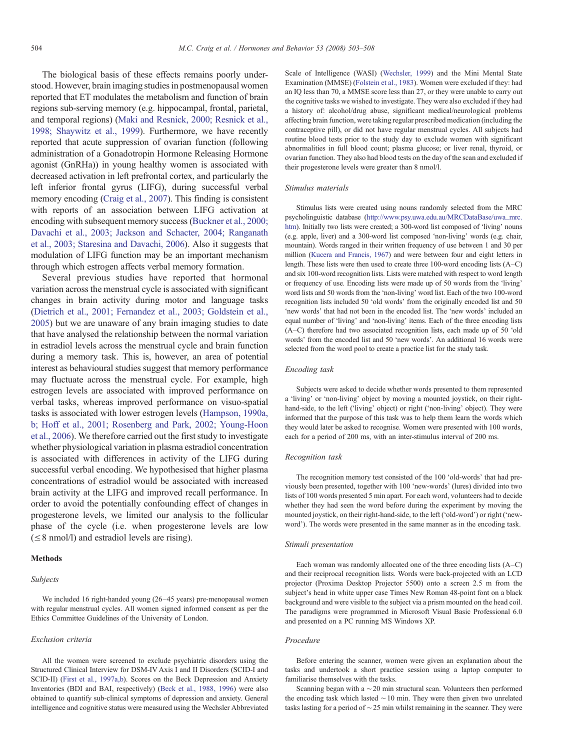The biological basis of these effects remains poorly understood. However, brain imaging studies in postmenopausal women reported that ET modulates the metabolism and function of brain regions sub-serving memory (e.g. hippocampal, frontal, parietal, and temporal regions) (Maki and Resnick, 2000; Resnick et al., 1998; Shaywitz et al., 1999). Furthermore, we have recently reported that acute suppression of ovarian function (following administration of a Gonadotropin Hormone Releasing Hormone agonist (GnRHa)) in young healthy women is associated with decreased activation in left prefrontal cortex, and particularly the left inferior frontal gyrus (LIFG), during successful verbal memory encoding (Craig et al., 2007). This finding is consistent with reports of an association between LIFG activation at encoding with subsequent memory success (Buckner et al., 2000; Davachi et al., 2003; Jackson and Schacter, 2004; Ranganath et al., 2003; Staresina and Davachi, 2006). Also it suggests that modulation of LIFG function may be an important mechanism through which estrogen affects verbal memory formation.

Several previous studies have reported that hormonal variation across the menstrual cycle is associated with significant changes in brain activity during motor and language tasks (Dietrich et al., 2001; Fernandez et al., 2003; Goldstein et al., 2005) but we are unaware of any brain imaging studies to date that have analysed the relationship between the normal variation in estradiol levels across the menstrual cycle and brain function during a memory task. This is, however, an area of potential interest as behavioural studies suggest that memory performance may fluctuate across the menstrual cycle. For example, high estrogen levels are associated with improved performance on verbal tasks, whereas improved performance on visuo-spatial tasks is associated with lower estrogen levels (Hampson, 1990a, b; Hoff et al., 2001; Rosenberg and Park, 2002; Young-Hoon et al., 2006). We therefore carried out the first study to investigate whether physiological variation in plasma estradiol concentration is associated with differences in activity of the LIFG during successful verbal encoding. We hypothesised that higher plasma concentrations of estradiol would be associated with increased brain activity at the LIFG and improved recall performance. In order to avoid the potentially confounding effect of changes in progesterone levels, we limited our analysis to the follicular phase of the cycle (i.e. when progesterone levels are low ($\leq 8$ nmol/l) and estradiol levels are rising).

## Methods

### *Subjects*

We included 16 right-handed young (26–45 years) pre-menopausal women with regular menstrual cycles. All women signed informed consent as per the Ethics Committee Guidelines of the University of London.

### *Exclusion criteria*

All the women were screened to exclude psychiatric disorders using the Structured Clinical Interview for DSM-IV Axis I and II Disorders (SCID-I and SCID-II) (First et al., 1997a,b). Scores on the Beck Depression and Anxiety Inventories (BDI and BAI, respectively) (Beck et al., 1988, 1996) were also obtained to quantify sub-clinical symptoms of depression and anxiety. General intelligence and cognitive status were measured using the Wechsler Abbreviated Scale of Intelligence (WASI) (Wechsler, 1999) and the Mini Mental State Examination (MMSE) (Folstein et al., 1983). Women were excluded if they: had an IQ less than 70, a MMSE score less than 27, or they were unable to carry out the cognitive tasks we wished to investigate. They were also excluded if they had a history of: alcohol/drug abuse, significant medical/neurological problems affecting brain function, were taking regular prescribed medication (including the contraceptive pill), or did not have regular menstrual cycles. All subjects had routine blood tests prior to the study day to exclude women with significant abnormalities in full blood count; plasma glucose; or liver renal, thyroid, or ovarian function. They also had blood tests on the day of the scan and excluded if their progesterone levels were greater than 8 nmol/l.

### *Stimulus materials*

Stimulus lists were created using nouns randomly selected from the MRC psycholinguistic database (http://www.psy.uwa.edu.au/MRCDataBase/uwa_mrc.htm). Initially two lists were created; a 300-word list composed of 'living' nouns (e.g. apple, liver) and a 300-word list composed 'non-living' words (e.g. chair, mountain). Words ranged in their written frequency of use between 1 and 30 per million (Kucera and Francis, 1967) and were between four and eight letters in length. These lists were then used to create three 100-word encoding lists (A–C) and six 100-word recognition lists. Lists were matched with respect to word length or frequency of use. Encoding lists were made up of 50 words from the 'living' word lists and 50 words from the 'non-living' word list. Each of the two 100-word recognition lists included 50 'old words' from the originally encoded list and 50 'new words' that had not been in the encoded list. The 'new words' included an equal number of 'living' and 'non-living' items. Each of the three encoding lists (A–C) therefore had two associated recognition lists, each made up of 50 'old words' from the encoded list and 50 'new words'. An additional 16 words were selected from the word pool to create a practice list for the study task.

### *Encoding task*

Subjects were asked to decide whether words presented to them represented a 'living' or 'non-living' object by moving a mounted joystick, on their right-hand-side, to the left ('living' object) or right ('non-living' object). They were informed that the purpose of this task was to help them learn the words which they would later be asked to recognise. Women were presented with 100 words, each for a period of 200 ms, with an inter-stimulus interval of 200 ms.

### *Recognition task*

The recognition memory test consisted of the 100 'old-words' that had previously been presented, together with 100 'new-words' (lures) divided into two lists of 100 words presented 5 min apart. For each word, volunteers had to decide whether they had seen the word before during the experiment by moving the mounted joystick, on their right-hand-side, to the left ('old-word') or right ('new-word'). The words were presented in the same manner as in the encoding task.

### *Stimuli presentation*

Each woman was randomly allocated one of the three encoding lists (A–C) and their reciprocal recognition lists. Words were back-projected with an LCD projector (Proxima Desktop Projector 5500) onto a screen 2.5 m from the subject's head in white upper case Times New Roman 48-point font on a black background and were visible to the subject via a prism mounted on the head coil. The paradigms were programmed in Microsoft Visual Basic Professional 6.0 and presented on a PC running MS Windows XP.

### *Procedure*

Before entering the scanner, women were given an explanation about the tasks and undertook a short practice session using a laptop computer to familiarise themselves with the tasks.

Scanning began with a ~20 min structural scan. Volunteers then performed the encoding task which lasted ~10 min. They were then given two unrelated tasks lasting for a period of ~25 min whilst remaining in the scanner. They were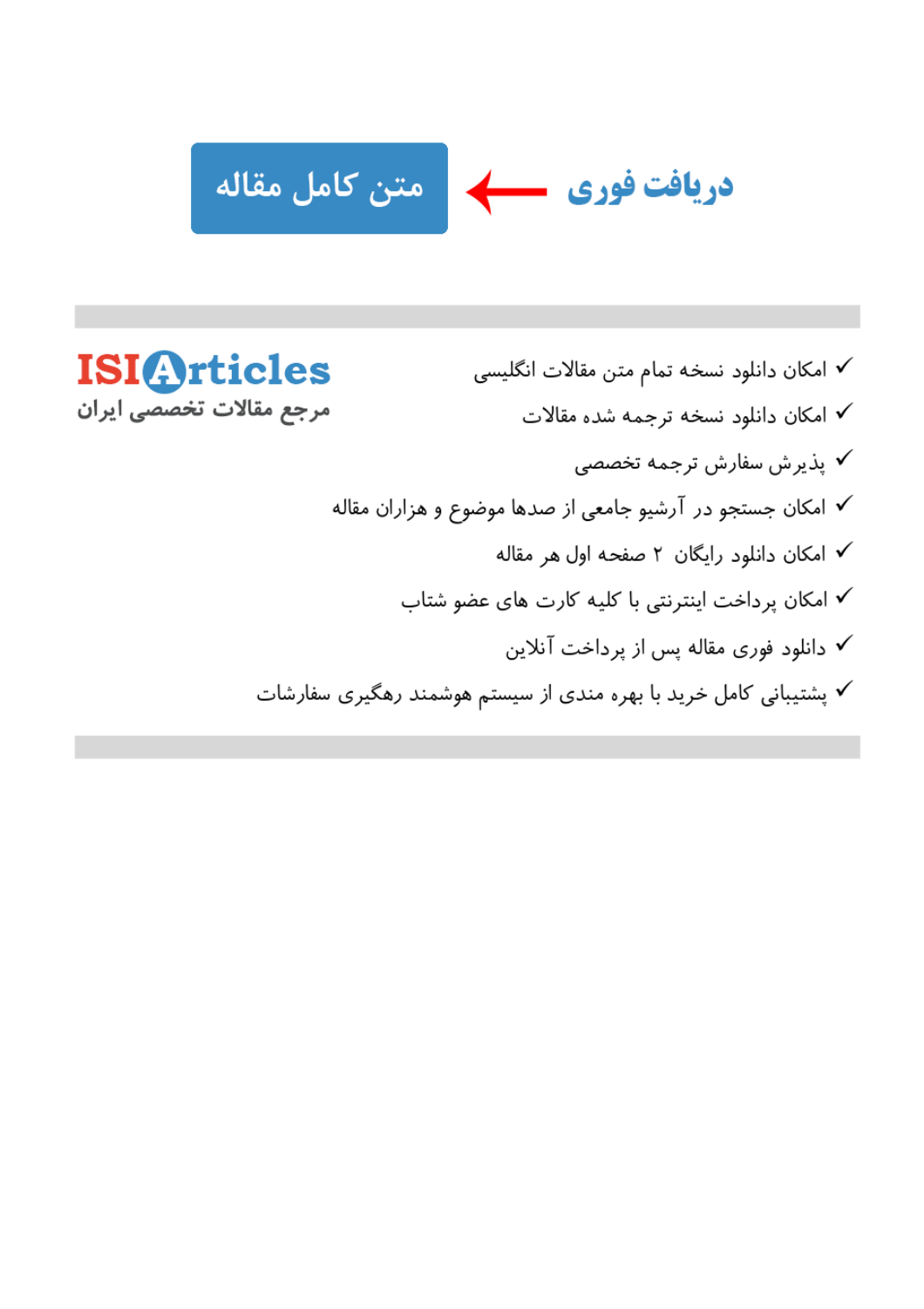دریافت فوری ← متن کامل مقاله

**ISIArticles**
مرجع مقالات تخصصی ایران

- ✓ امکان دانلود نسخه تمام متن مقالات انگلیسی
- ✓ امکان دانلود نسخه ترجمه شده مقالات
- ✓ پذیرش سفارش ترجمه تخصصی
- ✓ امکان جستجو در آرشیو جامعی از صدها موضوع و هزاران مقاله
- ✓ امکان دانلود رایگان ۲ صفحه اول هر مقاله
- ✓ امکان پرداخت اینترنتی با کلیه کارت های عضو شتاب
- ✓ دانلود فوری مقاله پس از پرداخت آنلاین
- ✓ پشتیبانی کامل خرید با بهره مندی از سیستم هوشمند رهگیری سفارشات